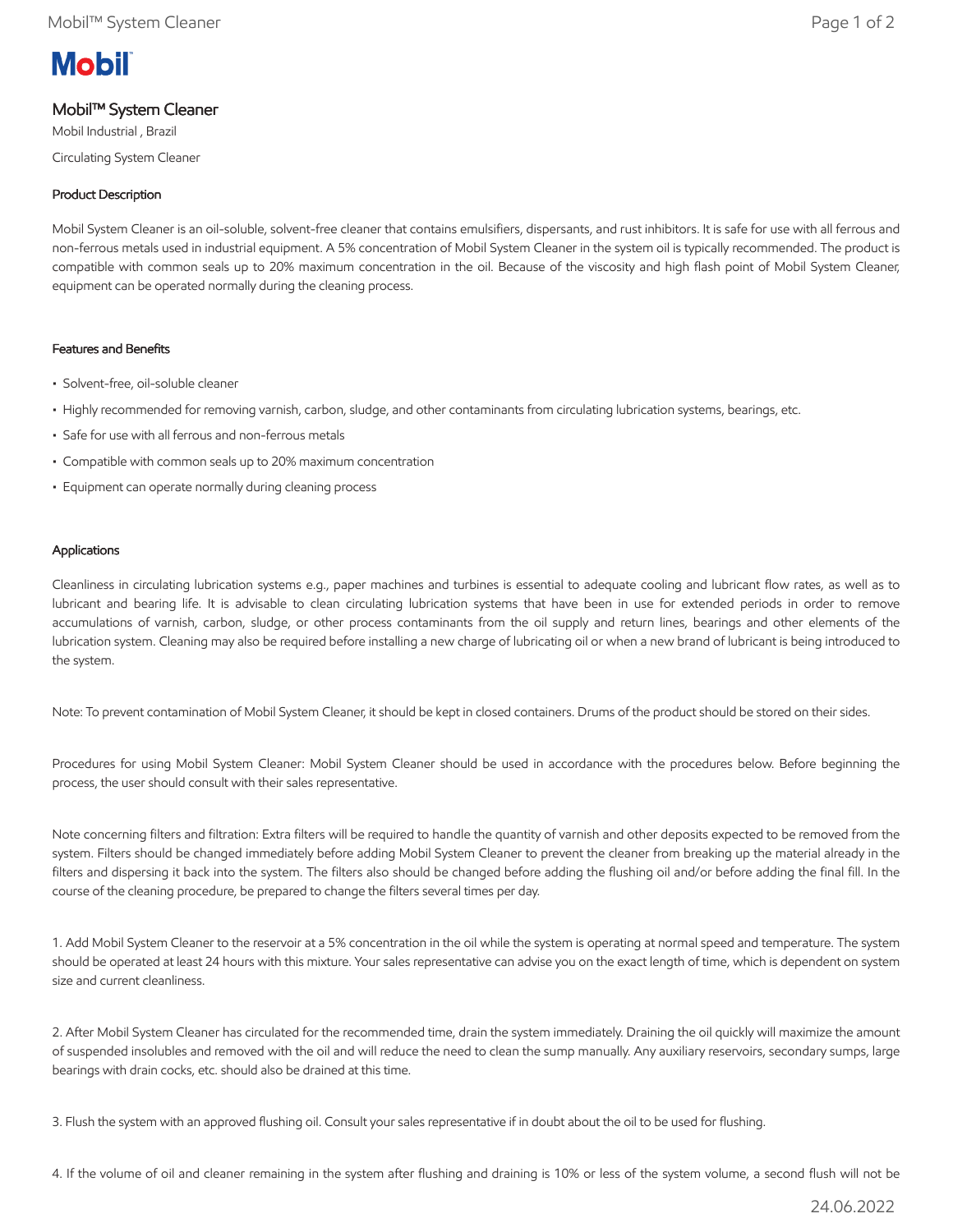# Mobil™ System Cleaner

Mobil Industrial , Brazil

Circulating System Cleaner

## Product Description

Mobil System Cleaner is an oil-soluble, solvent-free cleaner that contains emulsifiers, dispersants, and rust inhibitors. It is safe for use with all ferrous and non-ferrous metals used in industrial equipment. A 5% concentration of Mobil System Cleaner in the system oil is typically recommended. The product is compatible with common seals up to 20% maximum concentration in the oil. Because of the viscosity and high flash point of Mobil System Cleaner, equipment can be operated normally during the cleaning process.

## Features and Benefits

- Solvent-free, oil-soluble cleaner
- Highly recommended for removing varnish, carbon, sludge, and other contaminants from circulating lubrication systems, bearings, etc.
- Safe for use with all ferrous and non-ferrous metals
- Compatible with common seals up to 20% maximum concentration
- Equipment can operate normally during cleaning process

## Applications

Cleanliness in circulating lubrication systems e.g., paper machines and turbines is essential to adequate cooling and lubricant flow rates, as well as to lubricant and bearing life. It is advisable to clean circulating lubrication systems that have been in use for extended periods in order to remove accumulations of varnish, carbon, sludge, or other process contaminants from the oil supply and return lines, bearings and other elements of the lubrication system. Cleaning may also be required before installing a new charge of lubricating oil or when a new brand of lubricant is being introduced to the system.

Note: To prevent contamination of Mobil System Cleaner, it should be kept in closed containers. Drums of the product should be stored on their sides.

Procedures for using Mobil System Cleaner: Mobil System Cleaner should be used in accordance with the procedures below. Before beginning the process, the user should consult with their sales representative.

Note concerning filters and filtration: Extra filters will be required to handle the quantity of varnish and other deposits expected to be removed from the system. Filters should be changed immediately before adding Mobil System Cleaner to prevent the cleaner from breaking up the material already in the filters and dispersing it back into the system. The filters also should be changed before adding the flushing oil and/or before adding the final fill. In the course of the cleaning procedure, be prepared to change the filters several times per day.

1. Add Mobil System Cleaner to the reservoir at a 5% concentration in the oil while the system is operating at normal speed and temperature. The system should be operated at least 24 hours with this mixture. Your sales representative can advise you on the exact length of time, which is dependent on system size and current cleanliness.

2. After Mobil System Cleaner has circulated for the recommended time, drain the system immediately. Draining the oil quickly will maximize the amount of suspended insolubles and removed with the oil and will reduce the need to clean the sump manually. Any auxiliary reservoirs, secondary sumps, large bearings with drain cocks, etc. should also be drained at this time.

3. Flush the system with an approved flushing oil. Consult your sales representative if in doubt about the oil to be used for flushing.

4. If the volume of oil and cleaner remaining in the system after flushing and draining is 10% or less of the system volume, a second flush will not be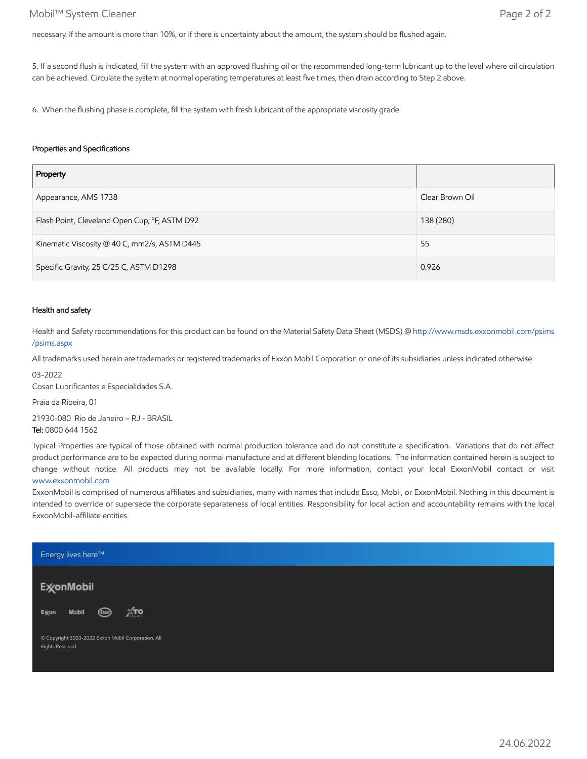necessary. If the amount is more than 10%, or if there is uncertainty about the amount, the system should be flushed again.

5. If a second flush is indicated, fill the system with an approved flushing oil or the recommended long-term lubricant up to the level where oil circulation can be achieved. Circulate the system at normal operating temperatures at least five times, then drain according to Step 2 above.

6. When the flushing phase is complete, fill the system with fresh lubricant of the appropriate viscosity grade.

### Properties and Specifications

| Property | |
|---|---|
| Appearance, AMS 1738 | Clear Brown Oil |
| Flash Point, Cleveland Open Cup, °F, ASTM D92 | 138 (280) |
| Kinematic Viscosity @ 40 C, mm2/s, ASTM D445 | 55 |
| Specific Gravity, 25 C/25 C, ASTM D1298 | 0.926 |

### Health and safety

Health and Safety recommendations for this product can be found on the Material Safety Data Sheet (MSDS) @ http://www.msds.exxonmobil.com/psims/psims.aspx

All trademarks used herein are trademarks or registered trademarks of Exxon Mobil Corporation or one of its subsidiaries unless indicated otherwise.

03-2022
Cosan Lubrificantes e Especialidades S.A.

Praia da Ribeira, 01

21930-080 Rio de Janeiro – RJ - BRASIL
**Tel:** 0800 644 1562

Typical Properties are typical of those obtained with normal production tolerance and do not constitute a specification. Variations that do not affect product performance are to be expected during normal manufacture and at different blending locations. The information contained herein is subject to change without notice. All products may not be available locally. For more information, contact your local ExxonMobil contact or visit www.exxonmobil.com

ExxonMobil is comprised of numerous affiliates and subsidiaries, many with names that include Esso, Mobil, or ExxonMobil. Nothing in this document is intended to override or supersede the corporate separateness of local entities. Responsibility for local action and accountability remains with the local ExxonMobil-affiliate entities.

Energy lives here™

ExxonMobil

Exxon Mobil Esso XTO

© Copyright 2003-2022 Exxon Mobil Corporation. All Rights Reserved